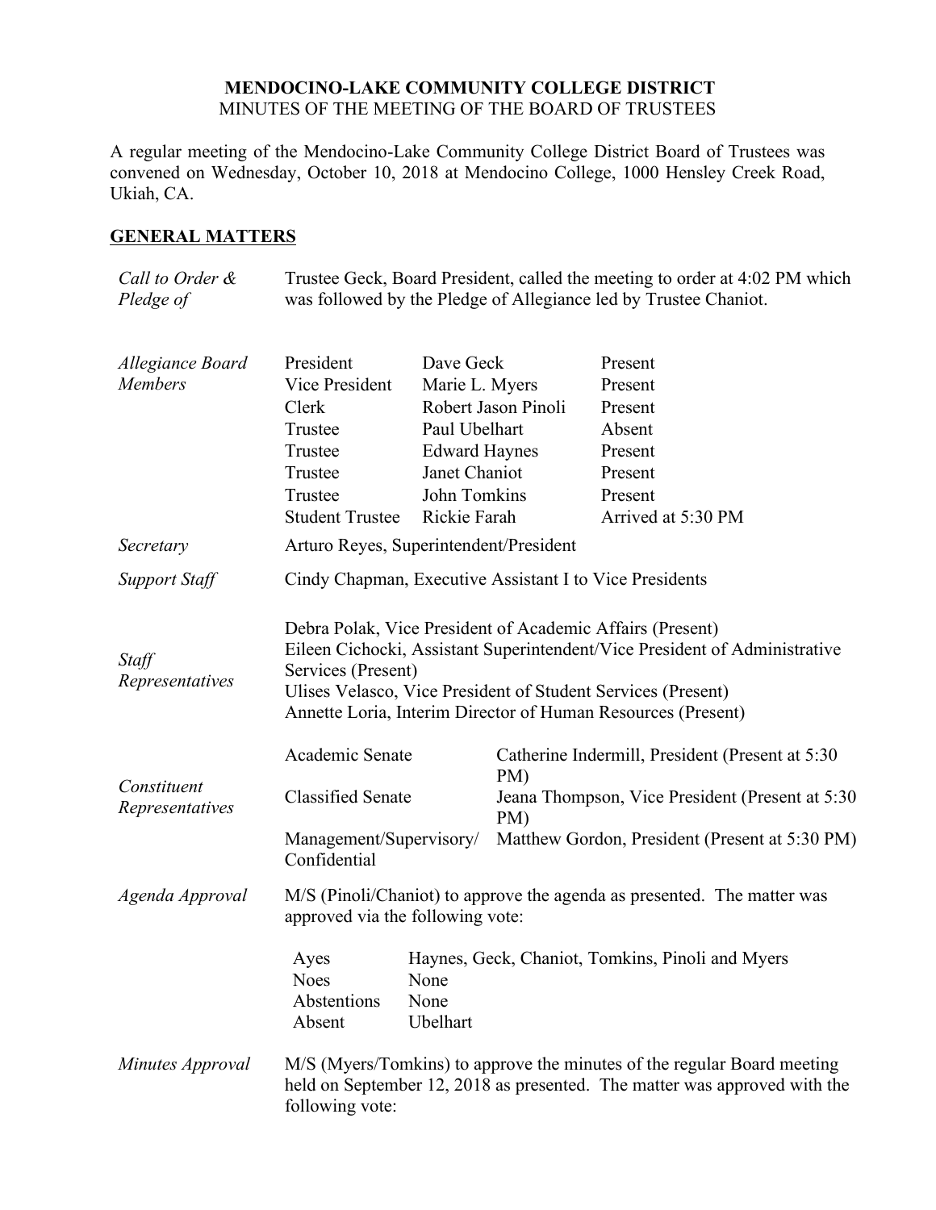# MENDOCINO-LAKE COMMUNITY COLLEGE DISTRICT

MINUTES OF THE MEETING OF THE BOARD OF TRUSTEES

A regular meeting of the Mendocino-Lake Community College District Board of Trustees was convened on Wednesday, October 10, 2018 at Mendocino College, 1000 Hensley Creek Road, Ukiah, CA.

## GENERAL MATTERS

*Call to Order & Pledge of Allegiance*

Trustee Geck, Board President, called the meeting to order at 4:02 PM which was followed by the Pledge of Allegiance led by Trustee Chaniot.

*Board Members*

| | | |
|---|---|---|
| President | Dave Geck | Present |
| Vice President | Marie L. Myers | Present |
| Clerk | Robert Jason Pinoli | Present |
| Trustee | Paul Ubelhart | Absent |
| Trustee | Edward Haynes | Present |
| Trustee | Janet Chaniot | Present |
| Trustee | John Tomkins | Present |
| Student Trustee | Rickie Farah | Arrived at 5:30 PM |

*Secretary*

Arturo Reyes, Superintendent/President

*Support Staff*

Cindy Chapman, Executive Assistant I to Vice Presidents

*Staff Representatives*

Debra Polak, Vice President of Academic Affairs (Present)
Eileen Cichocki, Assistant Superintendent/Vice President of Administrative Services (Present)
Ulises Velasco, Vice President of Student Services (Present)
Annette Loria, Interim Director of Human Resources (Present)

*Constituent Representatives*

| | |
|---|---|
| Academic Senate | Catherine Indermill, President (Present at 5:30 PM) |
| Classified Senate | Jeana Thompson, Vice President (Present at 5:30 PM) |
| Management/Supervisory/ Confidential | Matthew Gordon, President (Present at 5:30 PM) |

*Agenda Approval*

M/S (Pinoli/Chaniot) to approve the agenda as presented. The matter was approved via the following vote:

| | |
|---|---|
| Ayes | Haynes, Geck, Chaniot, Tomkins, Pinoli and Myers |
| Noes | None |
| Abstentions | None |
| Absent | Ubelhart |

*Minutes Approval*

M/S (Myers/Tomkins) to approve the minutes of the regular Board meeting held on September 12, 2018 as presented. The matter was approved with the following vote: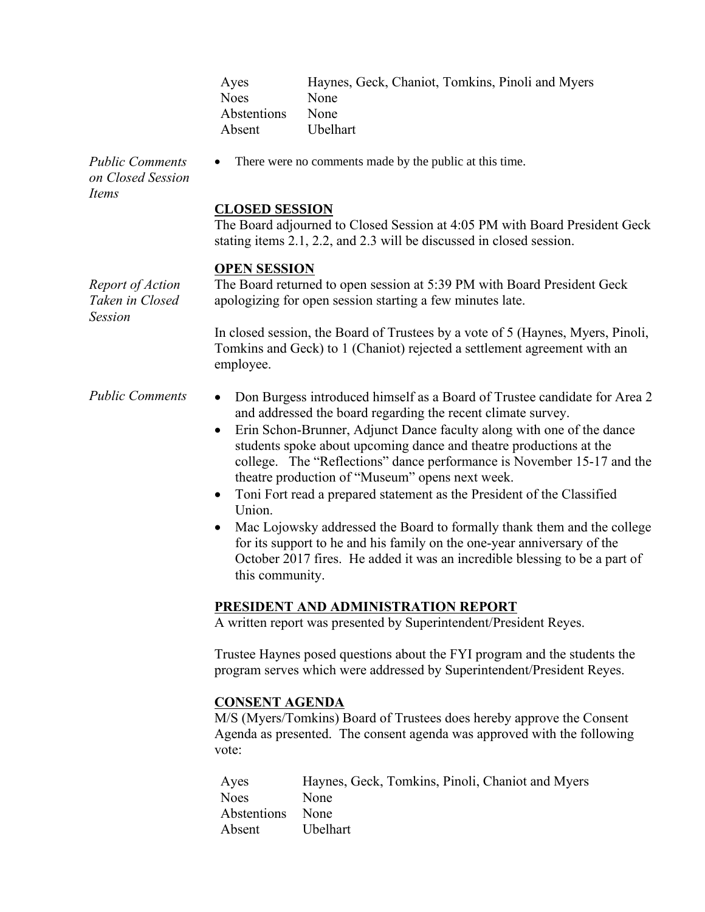| | |
|---|---|
| Ayes | Haynes, Geck, Chaniot, Tomkins, Pinoli and Myers |
| Noes | None |
| Abstentions | None |
| Absent | Ubelhart |

*Public Comments on Closed Session Items*

- There were no comments made by the public at this time.

**CLOSED SESSION**

The Board adjourned to Closed Session at 4:05 PM with Board President Geck stating items 2.1, 2.2, and 2.3 will be discussed in closed session.

**OPEN SESSION**

*Report of Action Taken in Closed Session*

The Board returned to open session at 5:39 PM with Board President Geck apologizing for open session starting a few minutes late.

In closed session, the Board of Trustees by a vote of 5 (Haynes, Myers, Pinoli, Tomkins and Geck) to 1 (Chaniot) rejected a settlement agreement with an employee.

*Public Comments*

- Don Burgess introduced himself as a Board of Trustee candidate for Area 2 and addressed the board regarding the recent climate survey.
- Erin Schon-Brunner, Adjunct Dance faculty along with one of the dance students spoke about upcoming dance and theatre productions at the college. The "Reflections" dance performance is November 15-17 and the theatre production of "Museum" opens next week.
- Toni Fort read a prepared statement as the President of the Classified Union.
- Mac Lojowsky addressed the Board to formally thank them and the college for its support to he and his family on the one-year anniversary of the October 2017 fires. He added it was an incredible blessing to be a part of this community.

**PRESIDENT AND ADMINISTRATION REPORT**

A written report was presented by Superintendent/President Reyes.

Trustee Haynes posed questions about the FYI program and the students the program serves which were addressed by Superintendent/President Reyes.

**CONSENT AGENDA**

M/S (Myers/Tomkins) Board of Trustees does hereby approve the Consent Agenda as presented. The consent agenda was approved with the following vote:

| | |
|---|---|
| Ayes | Haynes, Geck, Tomkins, Pinoli, Chaniot and Myers |
| Noes | None |
| Abstentions | None |
| Absent | Ubelhart |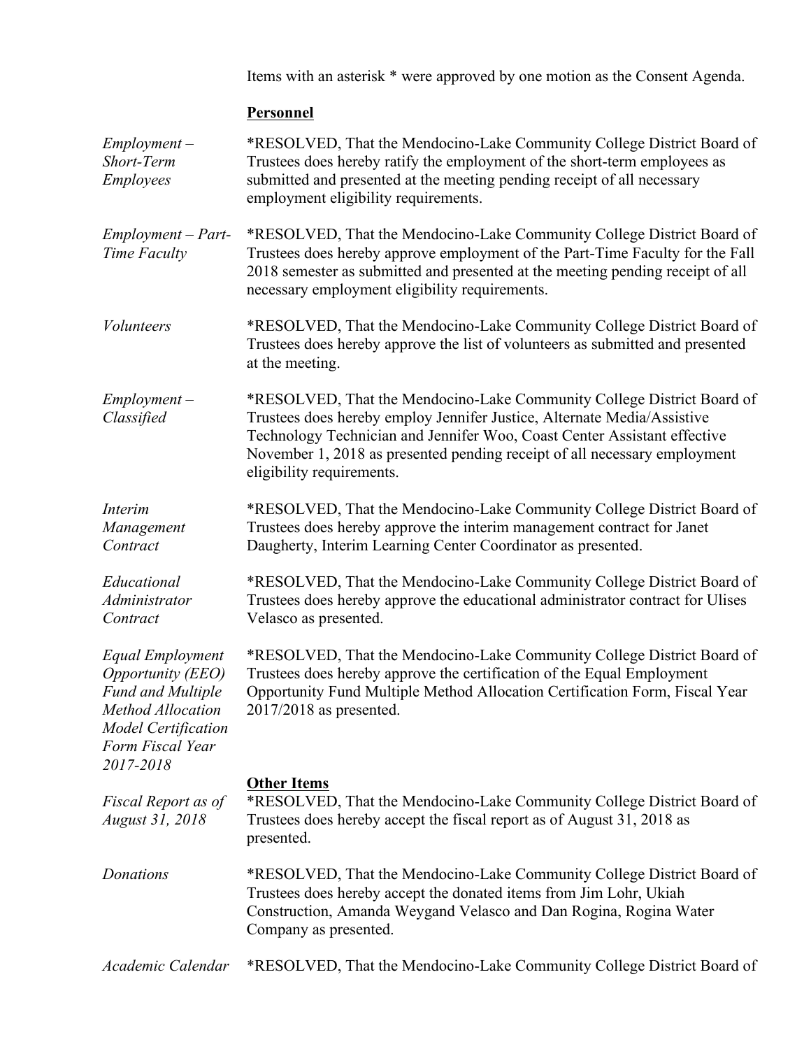Items with an asterisk * were approved by one motion as the Consent Agenda.

**Personnel**

*Employment – Short-Term Employees*

*RESOLVED, That the Mendocino-Lake Community College District Board of Trustees does hereby ratify the employment of the short-term employees as submitted and presented at the meeting pending receipt of all necessary employment eligibility requirements.

*Employment – Part-Time Faculty*

*RESOLVED, That the Mendocino-Lake Community College District Board of Trustees does hereby approve employment of the Part-Time Faculty for the Fall 2018 semester as submitted and presented at the meeting pending receipt of all necessary employment eligibility requirements.

*Volunteers*

*RESOLVED, That the Mendocino-Lake Community College District Board of Trustees does hereby approve the list of volunteers as submitted and presented at the meeting.

*Employment – Classified*

*RESOLVED, That the Mendocino-Lake Community College District Board of Trustees does hereby employ Jennifer Justice, Alternate Media/Assistive Technology Technician and Jennifer Woo, Coast Center Assistant effective November 1, 2018 as presented pending receipt of all necessary employment eligibility requirements.

*Interim Management Contract*

*RESOLVED, That the Mendocino-Lake Community College District Board of Trustees does hereby approve the interim management contract for Janet Daugherty, Interim Learning Center Coordinator as presented.

*Educational Administrator Contract*

*RESOLVED, That the Mendocino-Lake Community College District Board of Trustees does hereby approve the educational administrator contract for Ulises Velasco as presented.

*Equal Employment Opportunity (EEO) Fund and Multiple Method Allocation Model Certification Form Fiscal Year 2017-2018*

*RESOLVED, That the Mendocino-Lake Community College District Board of Trustees does hereby approve the certification of the Equal Employment Opportunity Fund Multiple Method Allocation Certification Form, Fiscal Year 2017/2018 as presented.

**Other Items**

*Fiscal Report as of August 31, 2018*

*RESOLVED, That the Mendocino-Lake Community College District Board of Trustees does hereby accept the fiscal report as of August 31, 2018 as presented.

*Donations*

*RESOLVED, That the Mendocino-Lake Community College District Board of Trustees does hereby accept the donated items from Jim Lohr, Ukiah Construction, Amanda Weygand Velasco and Dan Rogina, Rogina Water Company as presented.

*Academic Calendar*

*RESOLVED, That the Mendocino-Lake Community College District Board of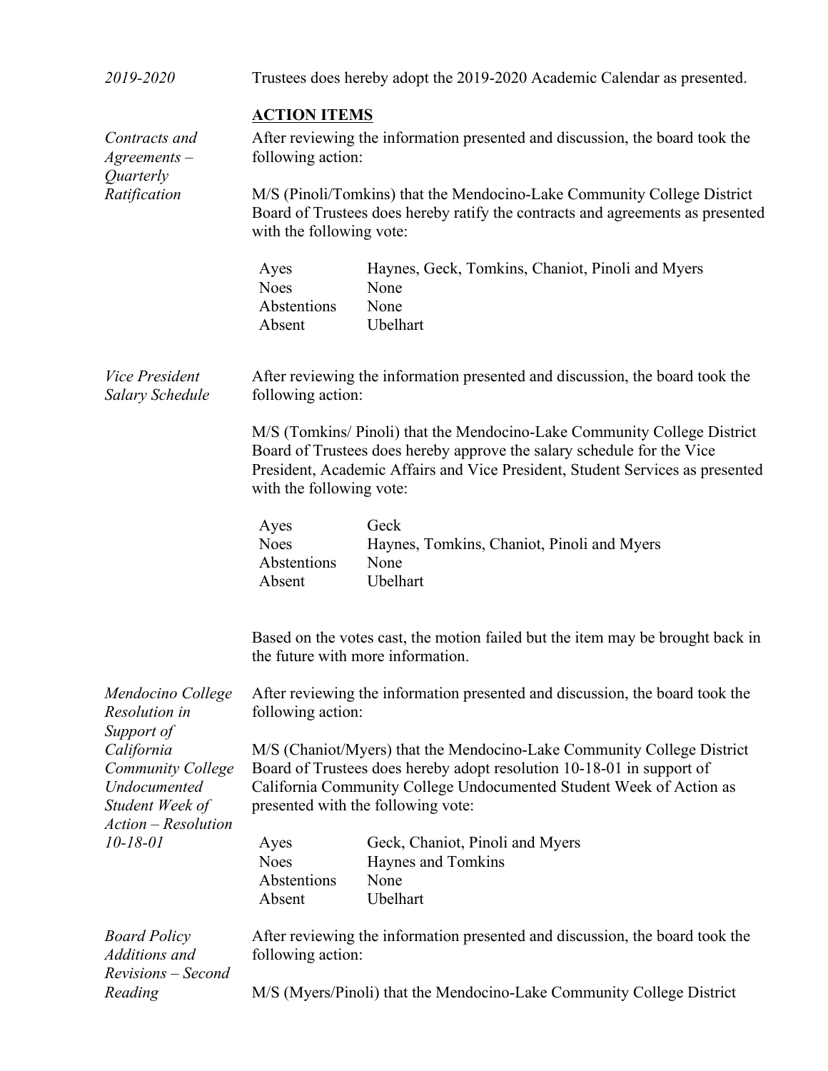*2019-2020* Trustees does hereby adopt the 2019-2020 Academic Calendar as presented.

**ACTION ITEMS**

*Contracts and Agreements – Quarterly Ratification*

After reviewing the information presented and discussion, the board took the following action:

M/S (Pinoli/Tomkins) that the Mendocino-Lake Community College District Board of Trustees does hereby ratify the contracts and agreements as presented with the following vote:

| | |
|---|---|
| Ayes | Haynes, Geck, Tomkins, Chaniot, Pinoli and Myers |
| Noes | None |
| Abstentions | None |
| Absent | Ubelhart |

*Vice President Salary Schedule*

After reviewing the information presented and discussion, the board took the following action:

M/S (Tomkins/ Pinoli) that the Mendocino-Lake Community College District Board of Trustees does hereby approve the salary schedule for the Vice President, Academic Affairs and Vice President, Student Services as presented with the following vote:

| | |
|---|---|
| Ayes | Geck |
| Noes | Haynes, Tomkins, Chaniot, Pinoli and Myers |
| Abstentions | None |
| Absent | Ubelhart |

Based on the votes cast, the motion failed but the item may be brought back in the future with more information.

*Mendocino College Resolution in Support of California Community College Undocumented Student Week of Action – Resolution 10-18-01*

After reviewing the information presented and discussion, the board took the following action:

M/S (Chaniot/Myers) that the Mendocino-Lake Community College District Board of Trustees does hereby adopt resolution 10-18-01 in support of California Community College Undocumented Student Week of Action as presented with the following vote:

| | |
|---|---|
| Ayes | Geck, Chaniot, Pinoli and Myers |
| Noes | Haynes and Tomkins |
| Abstentions | None |
| Absent | Ubelhart |

*Board Policy Additions and Revisions – Second Reading*

After reviewing the information presented and discussion, the board took the following action:

M/S (Myers/Pinoli) that the Mendocino-Lake Community College District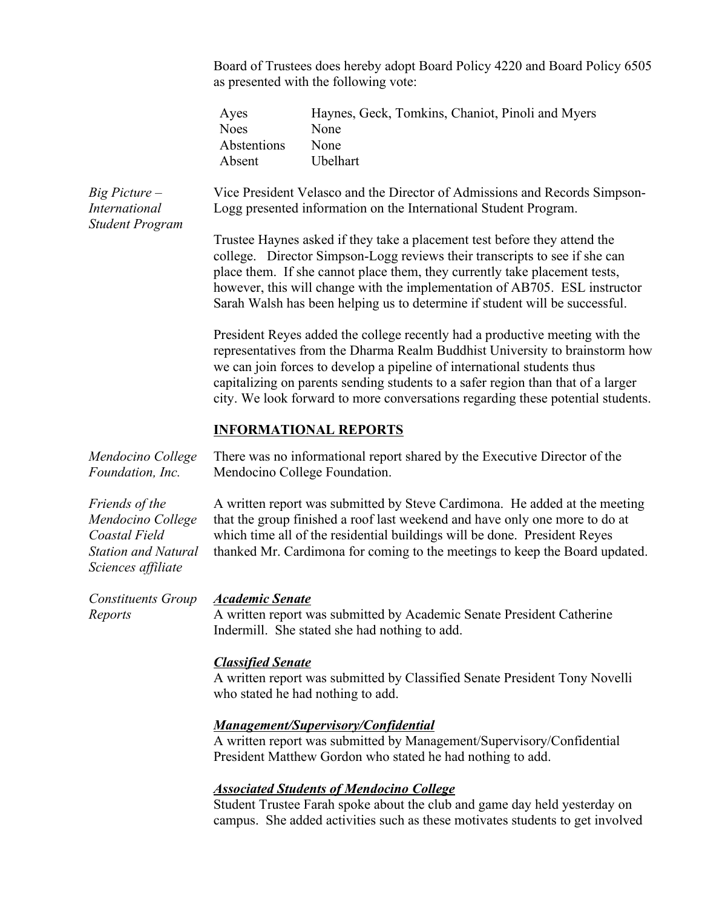Board of Trustees does hereby adopt Board Policy 4220 and Board Policy 6505 as presented with the following vote:

| | |
|---|---|
| Ayes | Haynes, Geck, Tomkins, Chaniot, Pinoli and Myers |
| Noes | None |
| Abstentions | None |
| Absent | Ubelhart |

*Big Picture – International Student Program*

Vice President Velasco and the Director of Admissions and Records Simpson-Logg presented information on the International Student Program.

Trustee Haynes asked if they take a placement test before they attend the college. Director Simpson-Logg reviews their transcripts to see if she can place them. If she cannot place them, they currently take placement tests, however, this will change with the implementation of AB705. ESL instructor Sarah Walsh has been helping us to determine if student will be successful.

President Reyes added the college recently had a productive meeting with the representatives from the Dharma Realm Buddhist University to brainstorm how we can join forces to develop a pipeline of international students thus capitalizing on parents sending students to a safer region than that of a larger city. We look forward to more conversations regarding these potential students.

## INFORMATIONAL REPORTS

*Mendocino College Foundation, Inc.*

There was no informational report shared by the Executive Director of the Mendocino College Foundation.

*Friends of the Mendocino College Coastal Field Station and Natural Sciences affiliate*

A written report was submitted by Steve Cardimona. He added at the meeting that the group finished a roof last weekend and have only one more to do at which time all of the residential buildings will be done. President Reyes thanked Mr. Cardimona for coming to the meetings to keep the Board updated.

*Constituents Group Reports*

***Academic Senate***

A written report was submitted by Academic Senate President Catherine Indermill. She stated she had nothing to add.

***Classified Senate***

A written report was submitted by Classified Senate President Tony Novelli who stated he had nothing to add.

***Management/Supervisory/Confidential***

A written report was submitted by Management/Supervisory/Confidential President Matthew Gordon who stated he had nothing to add.

***Associated Students of Mendocino College***

Student Trustee Farah spoke about the club and game day held yesterday on campus. She added activities such as these motivates students to get involved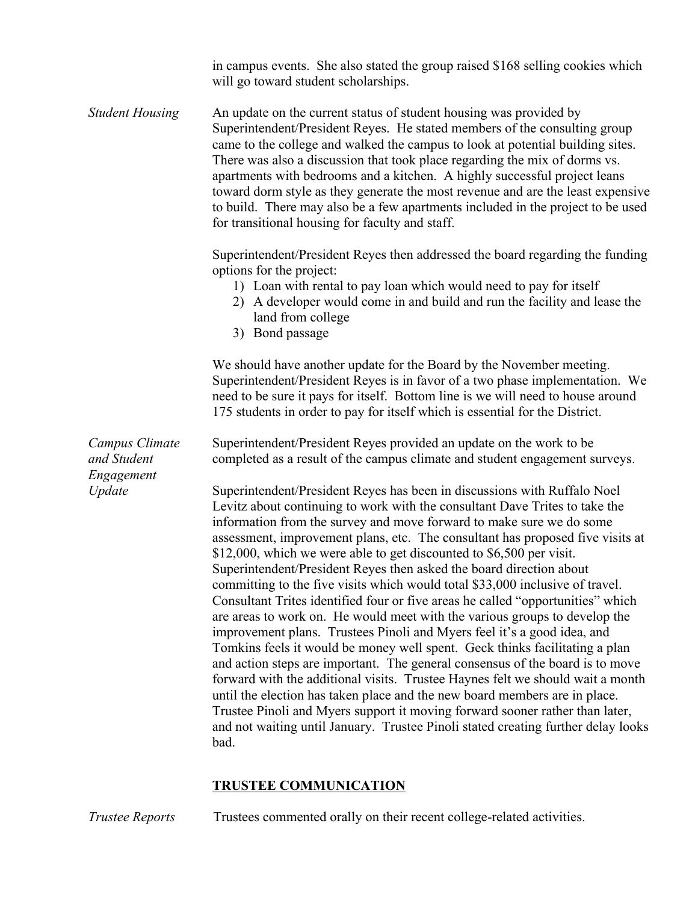in campus events. She also stated the group raised $168 selling cookies which will go toward student scholarships.

*Student Housing*

An update on the current status of student housing was provided by Superintendent/President Reyes. He stated members of the consulting group came to the college and walked the campus to look at potential building sites. There was also a discussion that took place regarding the mix of dorms vs. apartments with bedrooms and a kitchen. A highly successful project leans toward dorm style as they generate the most revenue and are the least expensive to build. There may also be a few apartments included in the project to be used for transitional housing for faculty and staff.

Superintendent/President Reyes then addressed the board regarding the funding options for the project:

1) Loan with rental to pay loan which would need to pay for itself
2) A developer would come in and build and run the facility and lease the land from college
3) Bond passage

We should have another update for the Board by the November meeting. Superintendent/President Reyes is in favor of a two phase implementation. We need to be sure it pays for itself. Bottom line is we will need to house around 175 students in order to pay for itself which is essential for the District.

*Campus Climate and Student Engagement Update*

Superintendent/President Reyes provided an update on the work to be completed as a result of the campus climate and student engagement surveys.

Superintendent/President Reyes has been in discussions with Ruffalo Noel Levitz about continuing to work with the consultant Dave Trites to take the information from the survey and move forward to make sure we do some assessment, improvement plans, etc. The consultant has proposed five visits at $12,000, which we were able to get discounted to $6,500 per visit. Superintendent/President Reyes then asked the board direction about committing to the five visits which would total $33,000 inclusive of travel. Consultant Trites identified four or five areas he called "opportunities" which are areas to work on. He would meet with the various groups to develop the improvement plans. Trustees Pinoli and Myers feel it's a good idea, and Tomkins feels it would be money well spent. Geck thinks facilitating a plan and action steps are important. The general consensus of the board is to move forward with the additional visits. Trustee Haynes felt we should wait a month until the election has taken place and the new board members are in place. Trustee Pinoli and Myers support it moving forward sooner rather than later, and not waiting until January. Trustee Pinoli stated creating further delay looks bad.

## TRUSTEE COMMUNICATION

*Trustee Reports*

Trustees commented orally on their recent college-related activities.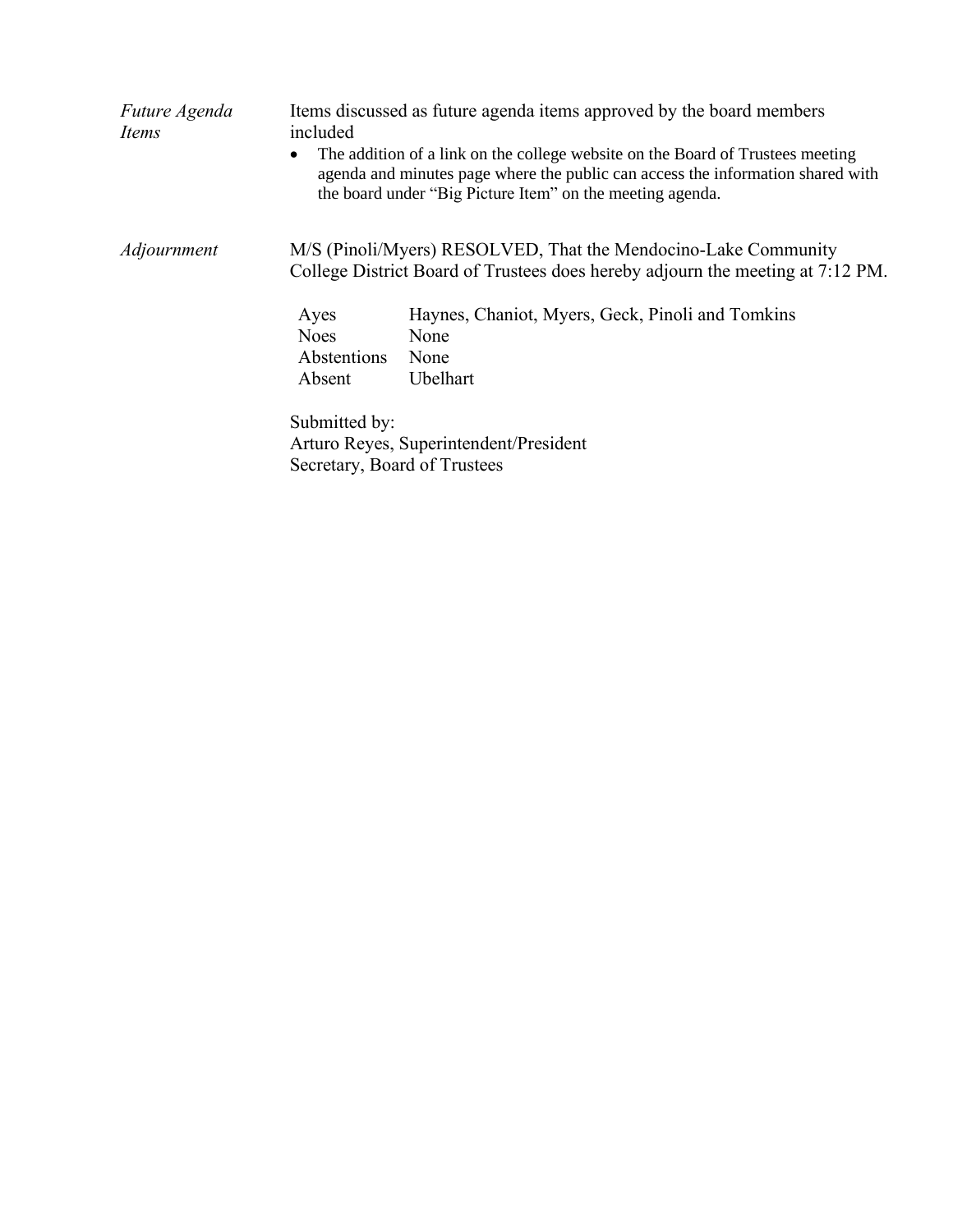*Future Agenda Items*

Items discussed as future agenda items approved by the board members included

- The addition of a link on the college website on the Board of Trustees meeting agenda and minutes page where the public can access the information shared with the board under "Big Picture Item" on the meeting agenda.

*Adjournment*

M/S (Pinoli/Myers) RESOLVED, That the Mendocino-Lake Community College District Board of Trustees does hereby adjourn the meeting at 7:12 PM.

| | |
|---|---|
| Ayes | Haynes, Chaniot, Myers, Geck, Pinoli and Tomkins |
| Noes | None |
| Abstentions | None |
| Absent | Ubelhart |

Submitted by:
Arturo Reyes, Superintendent/President
Secretary, Board of Trustees